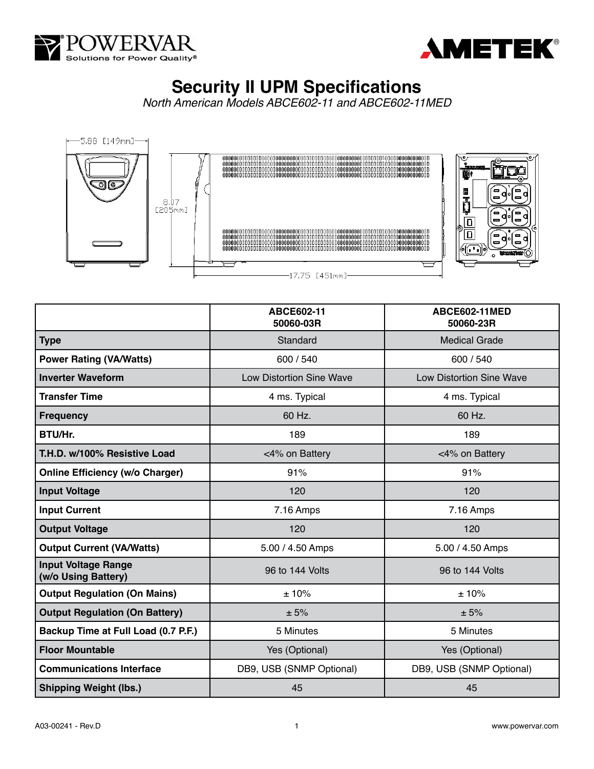# Security II UPM Specifications

*North American Models ABCE602-11 and ABCE602-11MED*

5.88 [149mm]

8.07 [205mm]

17.75 [451mm]

| | ABCE602-11<br>50060-03R | ABCE602-11MED<br>50060-23R |
|---|---|---|
| **Type** | Standard | Medical Grade |
| **Power Rating (VA/Watts)** | 600 / 540 | 600 / 540 |
| **Inverter Waveform** | Low Distortion Sine Wave | Low Distortion Sine Wave |
| **Transfer Time** | 4 ms. Typical | 4 ms. Typical |
| **Frequency** | 60 Hz. | 60 Hz. |
| **BTU/Hr.** | 189 | 189 |
| **T.H.D. w/100% Resistive Load** | <4% on Battery | <4% on Battery |
| **Online Efficiency (w/o Charger)** | 91% | 91% |
| **Input Voltage** | 120 | 120 |
| **Input Current** | 7.16 Amps | 7.16 Amps |
| **Output Voltage** | 120 | 120 |
| **Output Current (VA/Watts)** | 5.00 / 4.50 Amps | 5.00 / 4.50 Amps |
| **Input Voltage Range (w/o Using Battery)** | 96 to 144 Volts | 96 to 144 Volts |
| **Output Regulation (On Mains)** | ± 10% | ± 10% |
| **Output Regulation (On Battery)** | ± 5% | ± 5% |
| **Backup Time at Full Load (0.7 P.F.)** | 5 Minutes | 5 Minutes |
| **Floor Mountable** | Yes (Optional) | Yes (Optional) |
| **Communications Interface** | DB9, USB (SNMP Optional) | DB9, USB (SNMP Optional) |
| **Shipping Weight (lbs.)** | 45 | 45 |

A03-00241 - Rev.D

www.powervar.com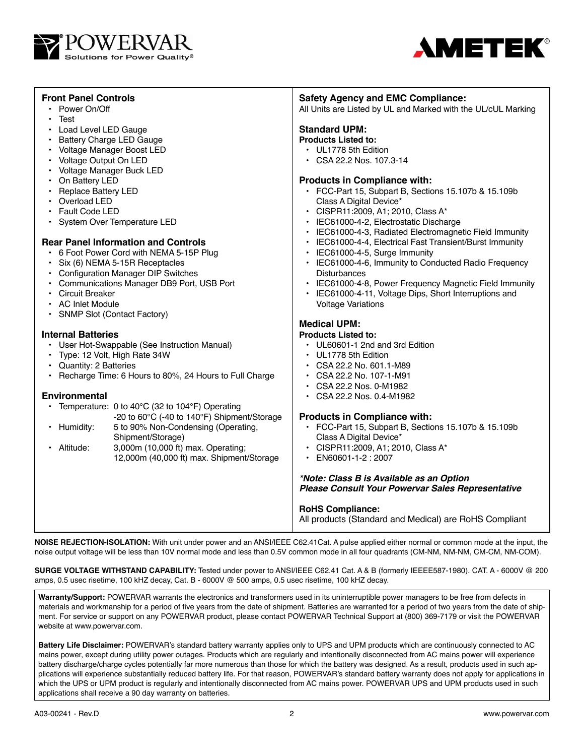## Front Panel Controls

- Power On/Off
- Test
- Load Level LED Gauge
- Battery Charge LED Gauge
- Voltage Manager Boost LED
- Voltage Output On LED
- Voltage Manager Buck LED
- On Battery LED
- Replace Battery LED
- Overload LED
- Fault Code LED
- System Over Temperature LED

## Rear Panel Information and Controls

- 6 Foot Power Cord with NEMA 5-15P Plug
- Six (6) NEMA 5-15R Receptacles
- Configuration Manager DIP Switches
- Communications Manager DB9 Port, USB Port
- Circuit Breaker
- AC Inlet Module
- SNMP Slot (Contact Factory)

## Internal Batteries

- User Hot-Swappable (See Instruction Manual)
- Type: 12 Volt, High Rate 34W
- Quantity: 2 Batteries
- Recharge Time: 6 Hours to 80%, 24 Hours to Full Charge

## Environmental

- Temperature: 0 to 40°C (32 to 104°F) Operating
  -20 to 60°C (-40 to 140°F) Shipment/Storage
- Humidity: 5 to 90% Non-Condensing (Operating, Shipment/Storage)
- Altitude: 3,000m (10,000 ft) max. Operating;
  12,000m (40,000 ft) max. Shipment/Storage

## Safety Agency and EMC Compliance:

All Units are Listed by UL and Marked with the UL/cUL Marking

## Standard UPM:

**Products Listed to:**

- UL1778 5th Edition
- CSA 22.2 Nos. 107.3-14

## Products in Compliance with:

- FCC-Part 15, Subpart B, Sections 15.107b & 15.109b Class A Digital Device*
- CISPR11:2009, A1; 2010, Class A*
- IEC61000-4-2, Electrostatic Discharge
- IEC61000-4-3, Radiated Electromagnetic Field Immunity
- IEC61000-4-4, Electrical Fast Transient/Burst Immunity
- IEC61000-4-5, Surge Immunity
- IEC61000-4-6, Immunity to Conducted Radio Frequency Disturbances
- IEC61000-4-8, Power Frequency Magnetic Field Immunity
- IEC61000-4-11, Voltage Dips, Short Interruptions and Voltage Variations

## Medical UPM:

**Products Listed to:**

- UL60601-1 2nd and 3rd Edition
- UL1778 5th Edition
- CSA 22.2 No. 601.1-M89
- CSA 22.2 No. 107-1-M91
- CSA 22.2 Nos. 0-M1982
- CSA 22.2 Nos. 0.4-M1982

## Products in Compliance with:

- FCC-Part 15, Subpart B, Sections 15.107b & 15.109b Class A Digital Device*
- CISPR11:2009, A1; 2010, Class A*
- EN60601-1-2 : 2007

***Note: Class B is Available as an Option***
***Please Consult Your Powervar Sales Representative***

## RoHS Compliance:

All products (Standard and Medical) are RoHS Compliant

**NOISE REJECTION-ISOLATION:** With unit under power and an ANSI/IEEE C62.41Cat. A pulse applied either normal or common mode at the input, the noise output voltage will be less than 10V normal mode and less than 0.5V common mode in all four quadrants (CM-NM, NM-NM, CM-CM, NM-COM).

**SURGE VOLTAGE WITHSTAND CAPABILITY:** Tested under power to ANSI/IEEE C62.41 Cat. A & B (formerly IEEEE587-1980). CAT. A - 6000V @ 200 amps, 0.5 usec risetime, 100 kHZ decay, Cat. B - 6000V @ 500 amps, 0.5 usec risetime, 100 kHZ decay.

**Warranty/Support:** POWERVAR warrants the electronics and transformers used in its uninterruptible power managers to be free from defects in materials and workmanship for a period of five years from the date of shipment. Batteries are warranted for a period of two years from the date of shipment. For service or support on any POWERVAR product, please contact POWERVAR Technical Support at (800) 369-7179 or visit the POWERVAR website at www.powervar.com.

**Battery Life Disclaimer:** POWERVAR's standard battery warranty applies only to UPS and UPM products which are continuously connected to AC mains power, except during utility power outages. Products which are regularly and intentionally disconnected from AC mains power will experience battery discharge/charge cycles potentially far more numerous than those for which the battery was designed. As a result, products used in such applications will experience substantially reduced battery life. For that reason, POWERVAR's standard battery warranty does not apply for applications in which the UPS or UPM product is regularly and intentionally disconnected from AC mains power. POWERVAR UPS and UPM products used in such applications shall receive a 90 day warranty on batteries.

A03-00241 - Rev.D